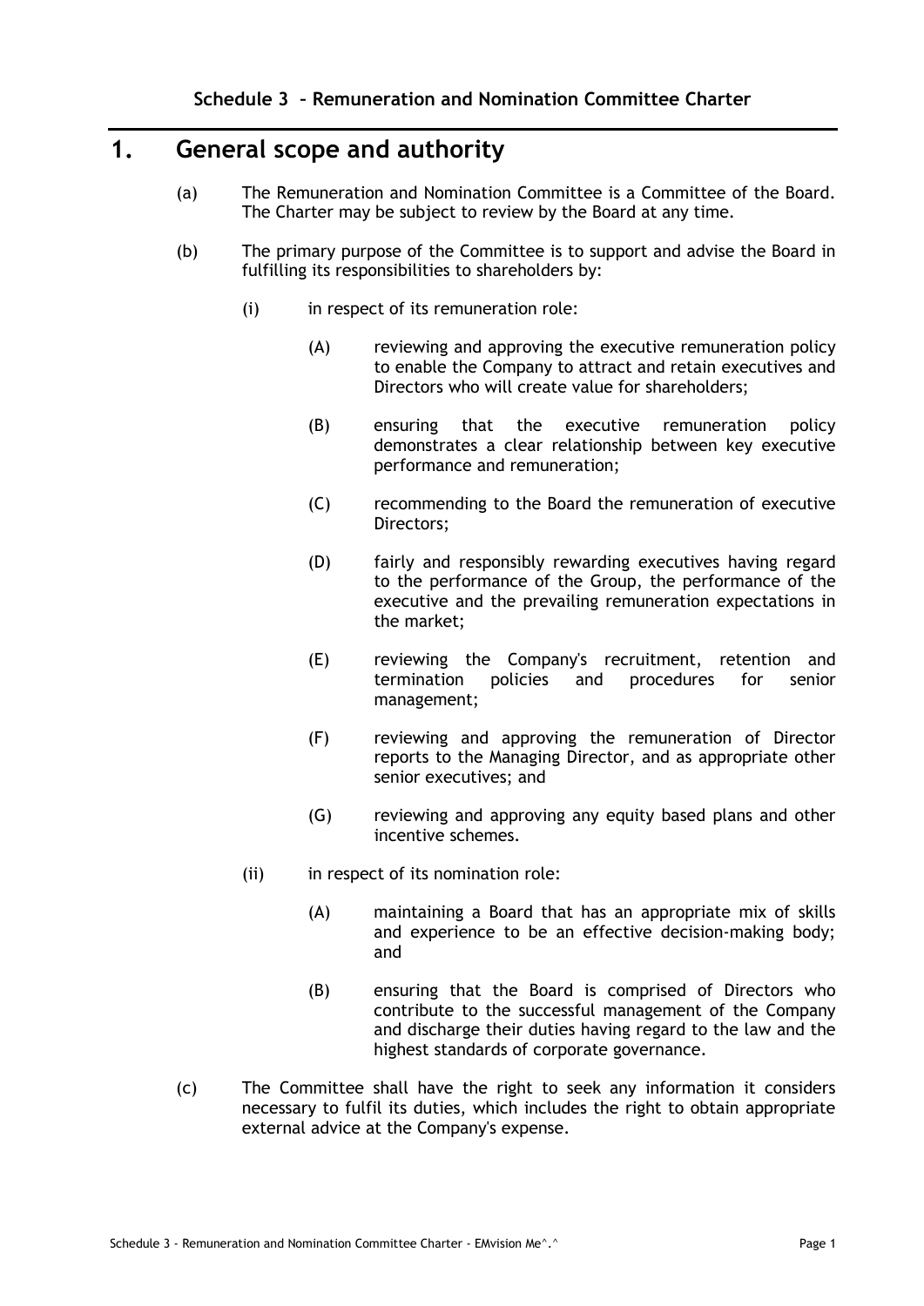Schedule 3 – Remuneration and Nomination Committee Charter

# 1. General scope and authority

(a) The Remuneration and Nomination Committee is a Committee of the Board. The Charter may be subject to review by the Board at any time.

(b) The primary purpose of the Committee is to support and advise the Board in fulfilling its responsibilities to shareholders by:

(i) in respect of its remuneration role:

(A) reviewing and approving the executive remuneration policy to enable the Company to attract and retain executives and Directors who will create value for shareholders;

(B) ensuring that the executive remuneration policy demonstrates a clear relationship between key executive performance and remuneration;

(C) recommending to the Board the remuneration of executive Directors;

(D) fairly and responsibly rewarding executives having regard to the performance of the Group, the performance of the executive and the prevailing remuneration expectations in the market;

(E) reviewing the Company's recruitment, retention and termination policies and procedures for senior management;

(F) reviewing and approving the remuneration of Director reports to the Managing Director, and as appropriate other senior executives; and

(G) reviewing and approving any equity based plans and other incentive schemes.

(ii) in respect of its nomination role:

(A) maintaining a Board that has an appropriate mix of skills and experience to be an effective decision-making body; and

(B) ensuring that the Board is comprised of Directors who contribute to the successful management of the Company and discharge their duties having regard to the law and the highest standards of corporate governance.

(c) The Committee shall have the right to seek any information it considers necessary to fulfil its duties, which includes the right to obtain appropriate external advice at the Company's expense.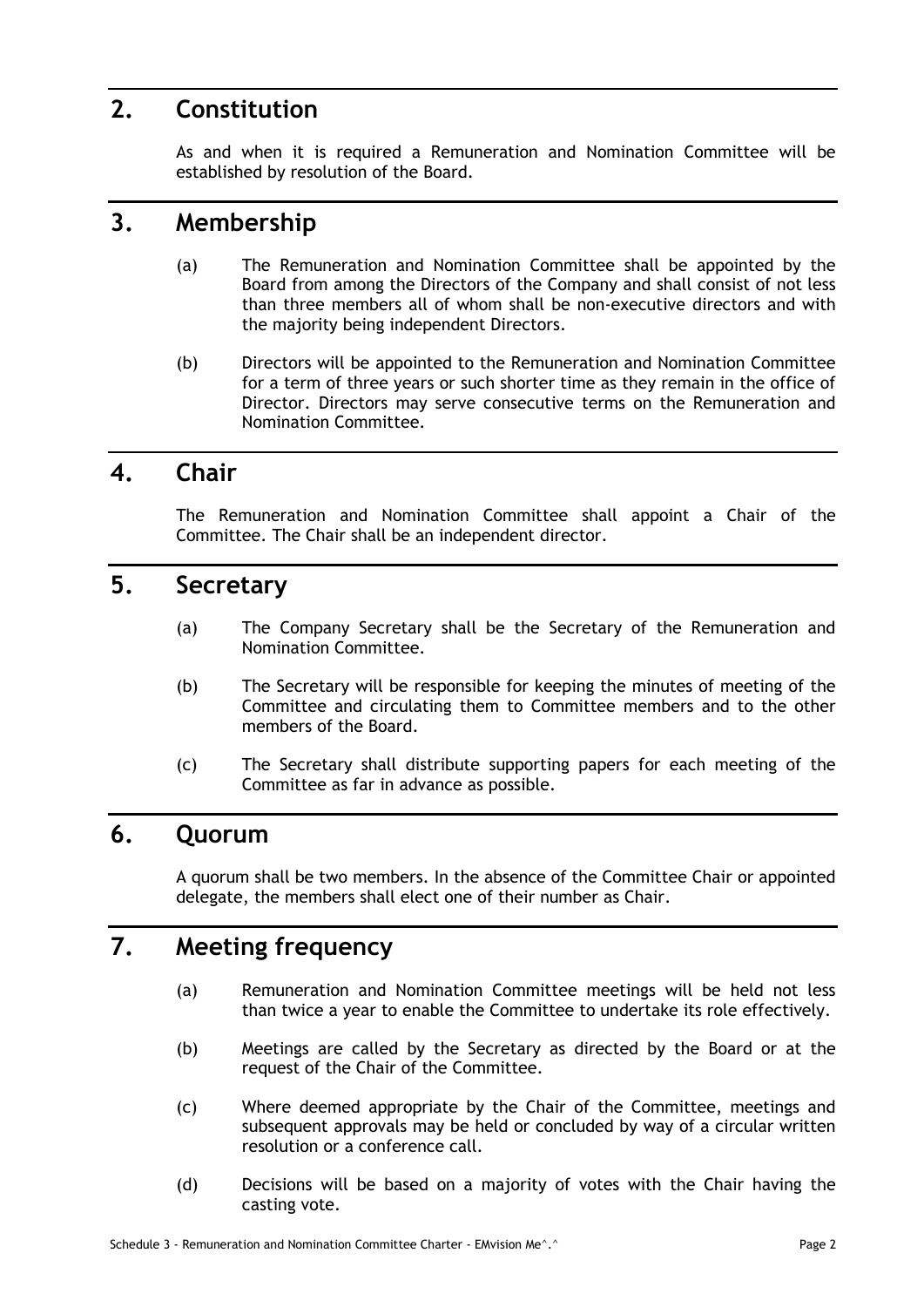## 2. Constitution

As and when it is required a Remuneration and Nomination Committee will be established by resolution of the Board.

## 3. Membership

(a) The Remuneration and Nomination Committee shall be appointed by the Board from among the Directors of the Company and shall consist of not less than three members all of whom shall be non-executive directors and with the majority being independent Directors.

(b) Directors will be appointed to the Remuneration and Nomination Committee for a term of three years or such shorter time as they remain in the office of Director. Directors may serve consecutive terms on the Remuneration and Nomination Committee.

## 4. Chair

The Remuneration and Nomination Committee shall appoint a Chair of the Committee. The Chair shall be an independent director.

## 5. Secretary

(a) The Company Secretary shall be the Secretary of the Remuneration and Nomination Committee.

(b) The Secretary will be responsible for keeping the minutes of meeting of the Committee and circulating them to Committee members and to the other members of the Board.

(c) The Secretary shall distribute supporting papers for each meeting of the Committee as far in advance as possible.

## 6. Quorum

A quorum shall be two members. In the absence of the Committee Chair or appointed delegate, the members shall elect one of their number as Chair.

## 7. Meeting frequency

(a) Remuneration and Nomination Committee meetings will be held not less than twice a year to enable the Committee to undertake its role effectively.

(b) Meetings are called by the Secretary as directed by the Board or at the request of the Chair of the Committee.

(c) Where deemed appropriate by the Chair of the Committee, meetings and subsequent approvals may be held or concluded by way of a circular written resolution or a conference call.

(d) Decisions will be based on a majority of votes with the Chair having the casting vote.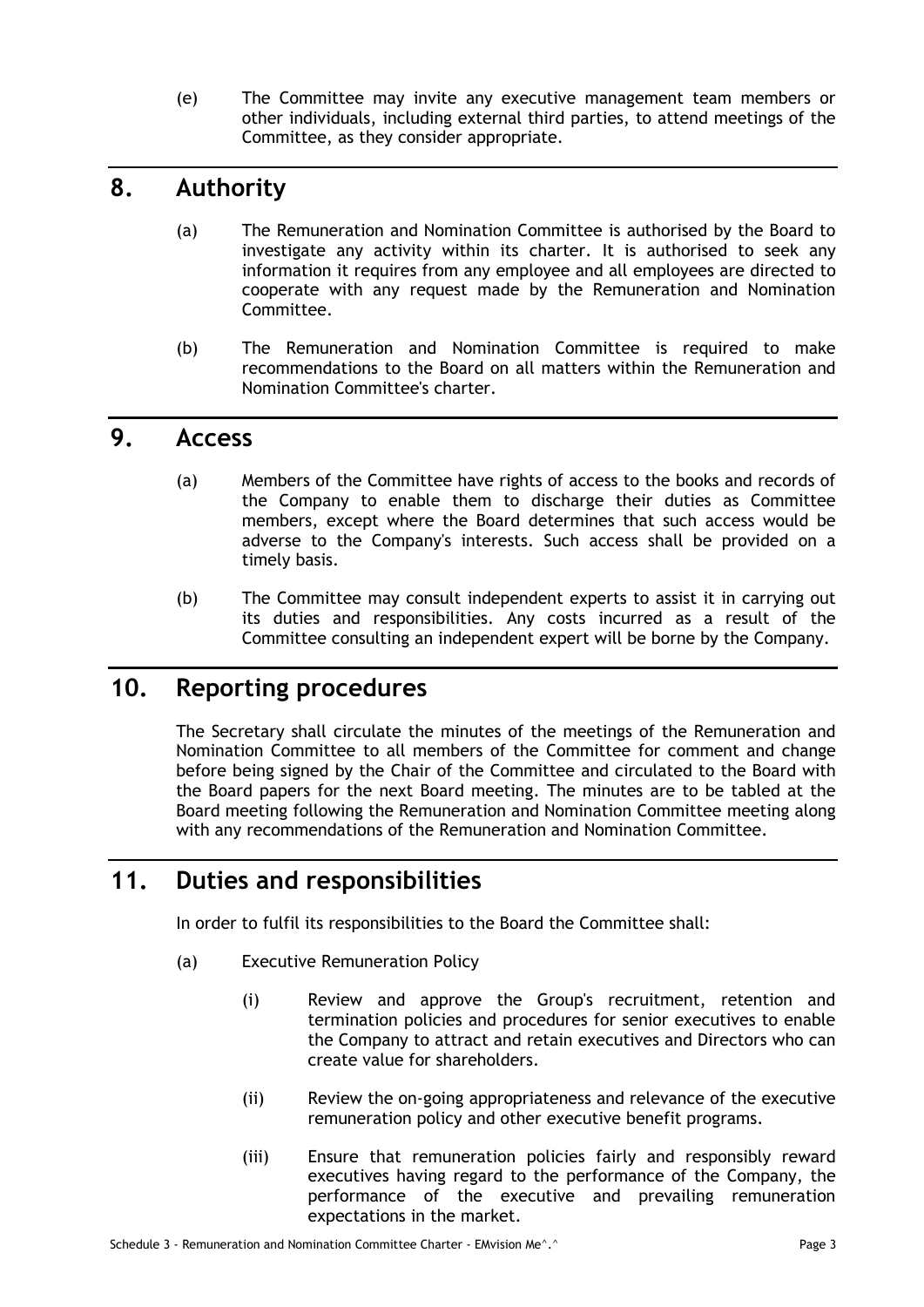(e) The Committee may invite any executive management team members or other individuals, including external third parties, to attend meetings of the Committee, as they consider appropriate.

## 8. Authority

(a) The Remuneration and Nomination Committee is authorised by the Board to investigate any activity within its charter. It is authorised to seek any information it requires from any employee and all employees are directed to cooperate with any request made by the Remuneration and Nomination Committee.

(b) The Remuneration and Nomination Committee is required to make recommendations to the Board on all matters within the Remuneration and Nomination Committee's charter.

## 9. Access

(a) Members of the Committee have rights of access to the books and records of the Company to enable them to discharge their duties as Committee members, except where the Board determines that such access would be adverse to the Company's interests. Such access shall be provided on a timely basis.

(b) The Committee may consult independent experts to assist it in carrying out its duties and responsibilities. Any costs incurred as a result of the Committee consulting an independent expert will be borne by the Company.

## 10. Reporting procedures

The Secretary shall circulate the minutes of the meetings of the Remuneration and Nomination Committee to all members of the Committee for comment and change before being signed by the Chair of the Committee and circulated to the Board with the Board papers for the next Board meeting. The minutes are to be tabled at the Board meeting following the Remuneration and Nomination Committee meeting along with any recommendations of the Remuneration and Nomination Committee.

## 11. Duties and responsibilities

In order to fulfil its responsibilities to the Board the Committee shall:

(a) Executive Remuneration Policy

(i) Review and approve the Group's recruitment, retention and termination policies and procedures for senior executives to enable the Company to attract and retain executives and Directors who can create value for shareholders.

(ii) Review the on-going appropriateness and relevance of the executive remuneration policy and other executive benefit programs.

(iii) Ensure that remuneration policies fairly and responsibly reward executives having regard to the performance of the Company, the performance of the executive and prevailing remuneration expectations in the market.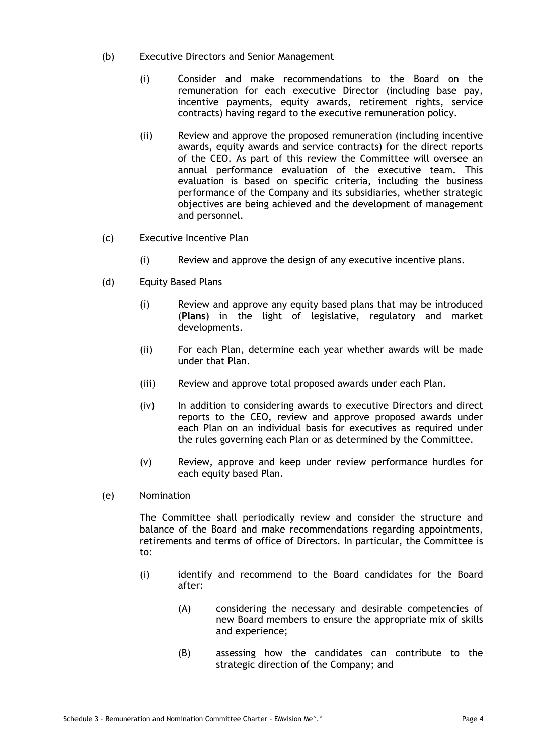(b) Executive Directors and Senior Management

   (i) Consider and make recommendations to the Board on the remuneration for each executive Director (including base pay, incentive payments, equity awards, retirement rights, service contracts) having regard to the executive remuneration policy.

   (ii) Review and approve the proposed remuneration (including incentive awards, equity awards and service contracts) for the direct reports of the CEO. As part of this review the Committee will oversee an annual performance evaluation of the executive team. This evaluation is based on specific criteria, including the business performance of the Company and its subsidiaries, whether strategic objectives are being achieved and the development of management and personnel.

(c) Executive Incentive Plan

   (i) Review and approve the design of any executive incentive plans.

(d) Equity Based Plans

   (i) Review and approve any equity based plans that may be introduced (**Plans**) in the light of legislative, regulatory and market developments.

   (ii) For each Plan, determine each year whether awards will be made under that Plan.

   (iii) Review and approve total proposed awards under each Plan.

   (iv) In addition to considering awards to executive Directors and direct reports to the CEO, review and approve proposed awards under each Plan on an individual basis for executives as required under the rules governing each Plan or as determined by the Committee.

   (v) Review, approve and keep under review performance hurdles for each equity based Plan.

(e) Nomination

The Committee shall periodically review and consider the structure and balance of the Board and make recommendations regarding appointments, retirements and terms of office of Directors. In particular, the Committee is to:

   (i) identify and recommend to the Board candidates for the Board after:

      (A) considering the necessary and desirable competencies of new Board members to ensure the appropriate mix of skills and experience;

      (B) assessing how the candidates can contribute to the strategic direction of the Company; and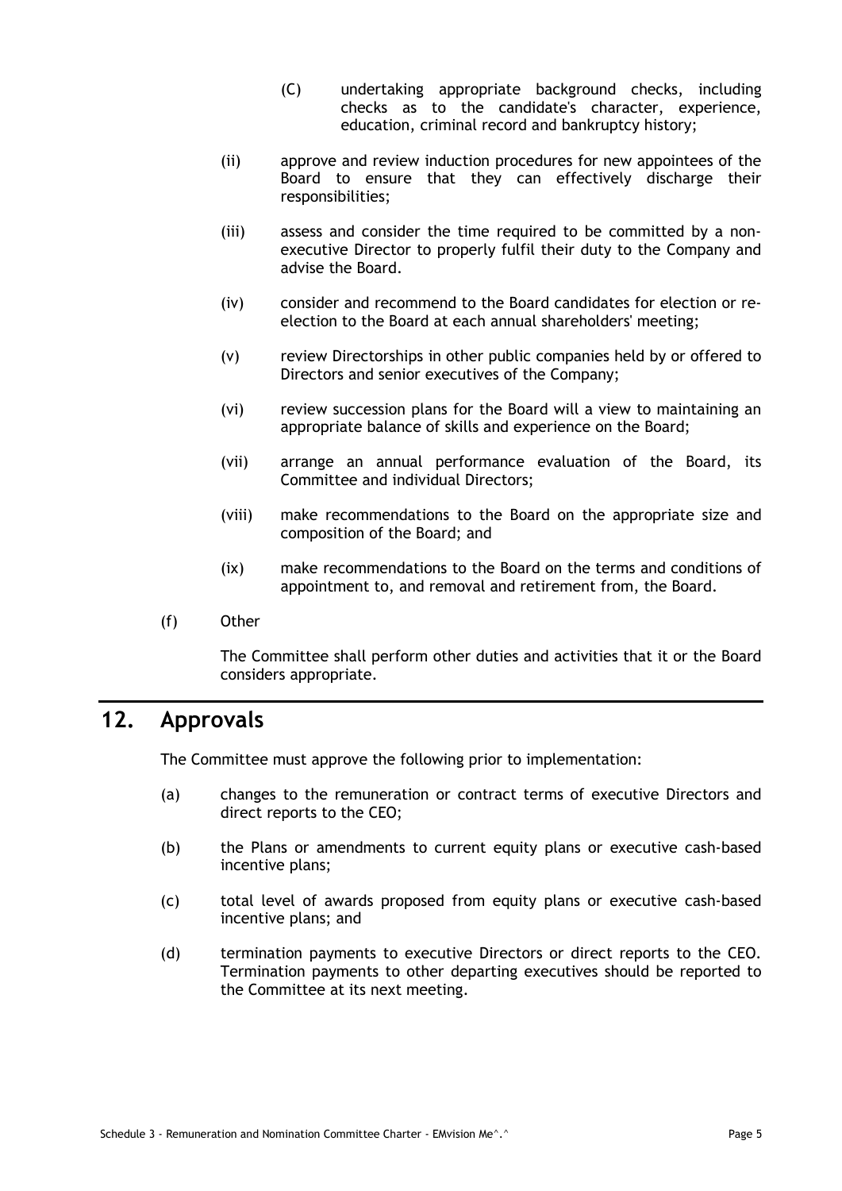(C) undertaking appropriate background checks, including checks as to the candidate's character, experience, education, criminal record and bankruptcy history;

(ii) approve and review induction procedures for new appointees of the Board to ensure that they can effectively discharge their responsibilities;

(iii) assess and consider the time required to be committed by a non-executive Director to properly fulfil their duty to the Company and advise the Board.

(iv) consider and recommend to the Board candidates for election or re-election to the Board at each annual shareholders' meeting;

(v) review Directorships in other public companies held by or offered to Directors and senior executives of the Company;

(vi) review succession plans for the Board will a view to maintaining an appropriate balance of skills and experience on the Board;

(vii) arrange an annual performance evaluation of the Board, its Committee and individual Directors;

(viii) make recommendations to the Board on the appropriate size and composition of the Board; and

(ix) make recommendations to the Board on the terms and conditions of appointment to, and removal and retirement from, the Board.

(f) Other

The Committee shall perform other duties and activities that it or the Board considers appropriate.

## 12. Approvals

The Committee must approve the following prior to implementation:

(a) changes to the remuneration or contract terms of executive Directors and direct reports to the CEO;

(b) the Plans or amendments to current equity plans or executive cash-based incentive plans;

(c) total level of awards proposed from equity plans or executive cash-based incentive plans; and

(d) termination payments to executive Directors or direct reports to the CEO. Termination payments to other departing executives should be reported to the Committee at its next meeting.